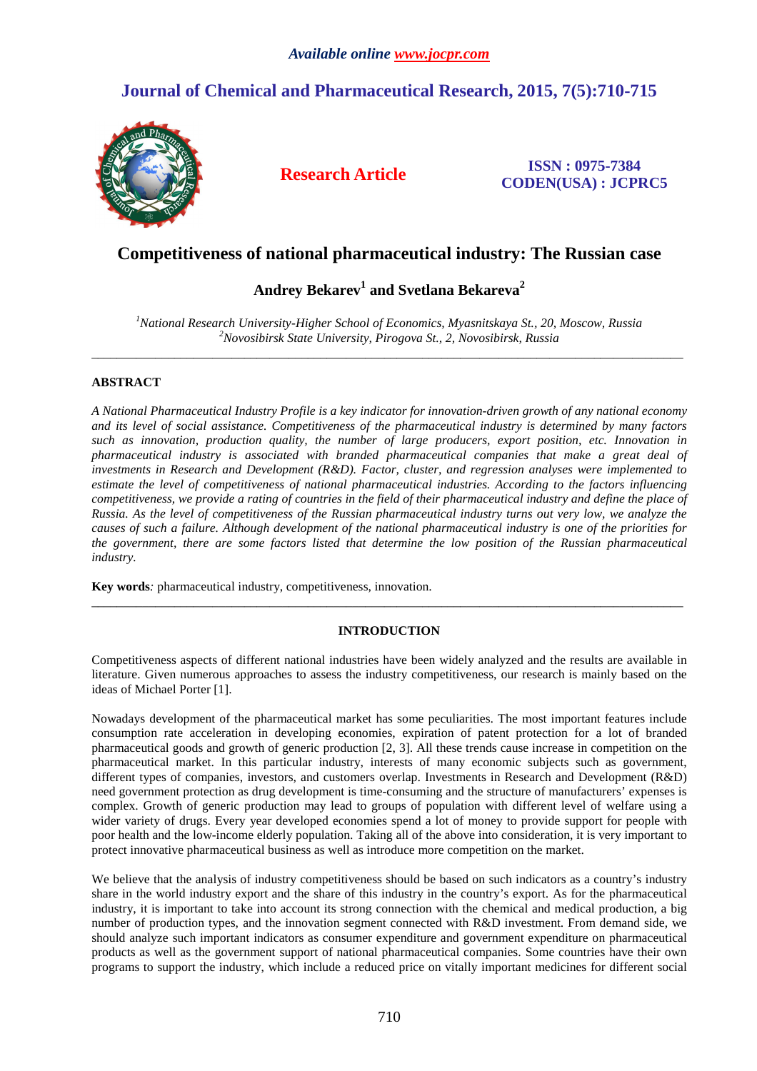# Competitiveness of national pharmaceutical industry: The Russian case

**Andrey Bekarev[1] and Svetlana Bekareva[2]**

*[1]National Research University-Higher School of Economics, Myasnitskaya St., 20, Moscow, Russia*
*[2]Novosibirsk State University, Pirogova St., 2, Novosibirsk, Russia*

---

## ABSTRACT

*A National Pharmaceutical Industry Profile is a key indicator for innovation-driven growth of any national economy and its level of social assistance. Competitiveness of the pharmaceutical industry is determined by many factors such as innovation, production quality, the number of large producers, export position, etc. Innovation in pharmaceutical industry is associated with branded pharmaceutical companies that make a great deal of investments in Research and Development (R&D). Factor, cluster, and regression analyses were implemented to estimate the level of competitiveness of national pharmaceutical industries. According to the factors influencing competitiveness, we provide a rating of countries in the field of their pharmaceutical industry and define the place of Russia. As the level of competitiveness of the Russian pharmaceutical industry turns out very low, we analyze the causes of such a failure. Although development of the national pharmaceutical industry is one of the priorities for the government, there are some factors listed that determine the low position of the Russian pharmaceutical industry.*

**Key words***:* pharmaceutical industry, competitiveness, innovation.

---

## INTRODUCTION

Competitiveness aspects of different national industries have been widely analyzed and the results are available in literature. Given numerous approaches to assess the industry competitiveness, our research is mainly based on the ideas of Michael Porter [1].

Nowadays development of the pharmaceutical market has some peculiarities. The most important features include consumption rate acceleration in developing economies, expiration of patent protection for a lot of branded pharmaceutical goods and growth of generic production [2, 3]. All these trends cause increase in competition on the pharmaceutical market. In this particular industry, interests of many economic subjects such as government, different types of companies, investors, and customers overlap. Investments in Research and Development (R&D) need government protection as drug development is time-consuming and the structure of manufacturers' expenses is complex. Growth of generic production may lead to groups of population with different level of welfare using a wider variety of drugs. Every year developed economies spend a lot of money to provide support for people with poor health and the low-income elderly population. Taking all of the above into consideration, it is very important to protect innovative pharmaceutical business as well as introduce more competition on the market.

We believe that the analysis of industry competitiveness should be based on such indicators as a country's industry share in the world industry export and the share of this industry in the country's export. As for the pharmaceutical industry, it is important to take into account its strong connection with the chemical and medical production, a big number of production types, and the innovation segment connected with R&D investment. From demand side, we should analyze such important indicators as consumer expenditure and government expenditure on pharmaceutical products as well as the government support of national pharmaceutical companies. Some countries have their own programs to support the industry, which include a reduced price on vitally important medicines for different social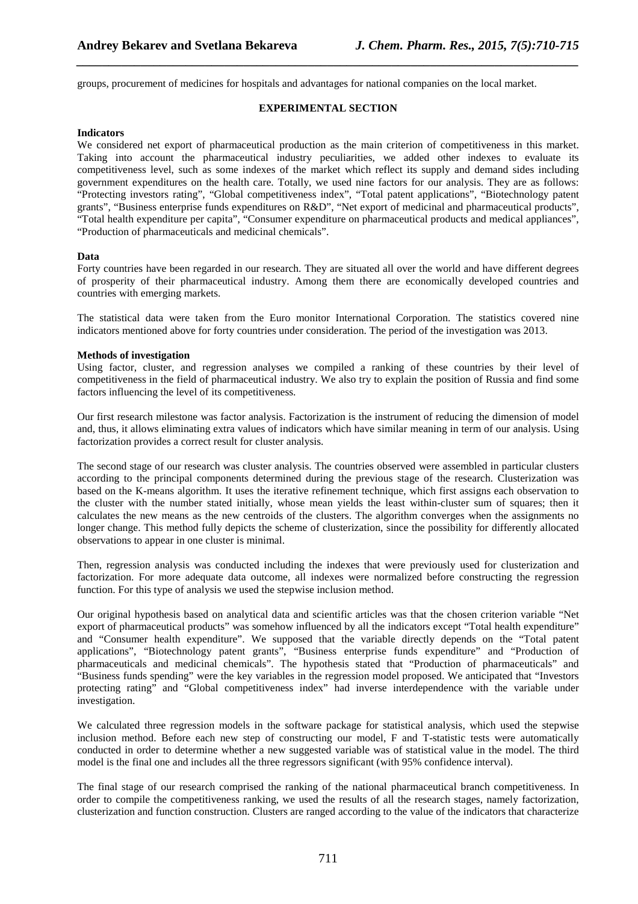groups, procurement of medicines for hospitals and advantages for national companies on the local market.

## EXPERIMENTAL SECTION

### Indicators

We considered net export of pharmaceutical production as the main criterion of competitiveness in this market. Taking into account the pharmaceutical industry peculiarities, we added other indexes to evaluate its competitiveness level, such as some indexes of the market which reflect its supply and demand sides including government expenditures on the health care. Totally, we used nine factors for our analysis. They are as follows: "Protecting investors rating", "Global competitiveness index", "Total patent applications", "Biotechnology patent grants", "Business enterprise funds expenditures on R&D", "Net export of medicinal and pharmaceutical products", "Total health expenditure per capita", "Consumer expenditure on pharmaceutical products and medical appliances", "Production of pharmaceuticals and medicinal chemicals".

### Data

Forty countries have been regarded in our research. They are situated all over the world and have different degrees of prosperity of their pharmaceutical industry. Among them there are economically developed countries and countries with emerging markets.

The statistical data were taken from the Euro monitor International Corporation. The statistics covered nine indicators mentioned above for forty countries under consideration. The period of the investigation was 2013.

### Methods of investigation

Using factor, cluster, and regression analyses we compiled a ranking of these countries by their level of competitiveness in the field of pharmaceutical industry. We also try to explain the position of Russia and find some factors influencing the level of its competitiveness.

Our first research milestone was factor analysis. Factorization is the instrument of reducing the dimension of model and, thus, it allows eliminating extra values of indicators which have similar meaning in term of our analysis. Using factorization provides a correct result for cluster analysis.

The second stage of our research was cluster analysis. The countries observed were assembled in particular clusters according to the principal components determined during the previous stage of the research. Clusterization was based on the K-means algorithm. It uses the iterative refinement technique, which first assigns each observation to the cluster with the number stated initially, whose mean yields the least within-cluster sum of squares; then it calculates the new means as the new centroids of the clusters. The algorithm converges when the assignments no longer change. This method fully depicts the scheme of clusterization, since the possibility for differently allocated observations to appear in one cluster is minimal.

Then, regression analysis was conducted including the indexes that were previously used for clusterization and factorization. For more adequate data outcome, all indexes were normalized before constructing the regression function. For this type of analysis we used the stepwise inclusion method.

Our original hypothesis based on analytical data and scientific articles was that the chosen criterion variable "Net export of pharmaceutical products" was somehow influenced by all the indicators except "Total health expenditure" and "Consumer health expenditure". We supposed that the variable directly depends on the "Total patent applications", "Biotechnology patent grants", "Business enterprise funds expenditure" and "Production of pharmaceuticals and medicinal chemicals". The hypothesis stated that "Production of pharmaceuticals" and "Business funds spending" were the key variables in the regression model proposed. We anticipated that "Investors protecting rating" and "Global competitiveness index" had inverse interdependence with the variable under investigation.

We calculated three regression models in the software package for statistical analysis, which used the stepwise inclusion method. Before each new step of constructing our model, F and T-statistic tests were automatically conducted in order to determine whether a new suggested variable was of statistical value in the model. The third model is the final one and includes all the three regressors significant (with 95% confidence interval).

The final stage of our research comprised the ranking of the national pharmaceutical branch competitiveness. In order to compile the competitiveness ranking, we used the results of all the research stages, namely factorization, clusterization and function construction. Clusters are ranged according to the value of the indicators that characterize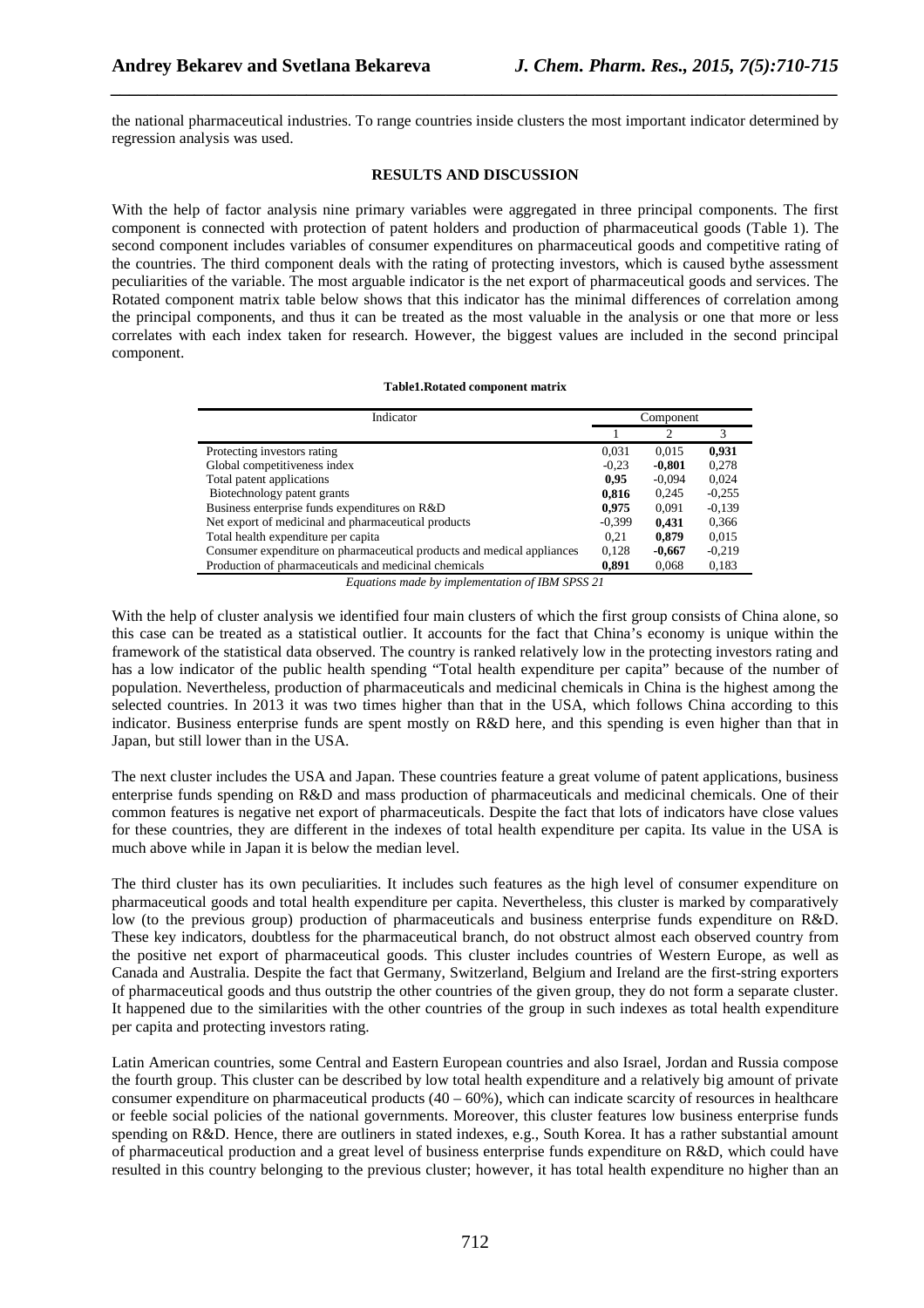the national pharmaceutical industries. To range countries inside clusters the most important indicator determined by regression analysis was used.

## RESULTS AND DISCUSSION

With the help of factor analysis nine primary variables were aggregated in three principal components. The first component is connected with protection of patent holders and production of pharmaceutical goods (Table 1). The second component includes variables of consumer expenditures on pharmaceutical goods and competitive rating of the countries. The third component deals with the rating of protecting investors, which is caused bythe assessment peculiarities of the variable. The most arguable indicator is the net export of pharmaceutical goods and services. The Rotated component matrix table below shows that this indicator has the minimal differences of correlation among the principal components, and thus it can be treated as the most valuable in the analysis or one that more or less correlates with each index taken for research. However, the biggest values are included in the second principal component.

**Table1.Rotated component matrix**

| Indicator | Component | | |
|---|---|---|---|
| | 1 | 2 | 3 |
| Protecting investors rating | 0,031 | 0,015 | **0,931** |
| Global competitiveness index | -0,23 | **-0,801** | 0,278 |
| Total patent applications | **0,95** | -0,094 | 0,024 |
| Biotechnology patent grants | **0,816** | 0,245 | -0,255 |
| Business enterprise funds expenditures on R&D | **0,975** | 0,091 | -0,139 |
| Net export of medicinal and pharmaceutical products | -0,399 | **0,431** | 0,366 |
| Total health expenditure per capita | 0,21 | **0,879** | 0,015 |
| Consumer expenditure on pharmaceutical products and medical appliances | 0,128 | **-0,667** | -0,219 |
| Production of pharmaceuticals and medicinal chemicals | **0,891** | 0,068 | 0,183 |

*Equations made by implementation of IBM SPSS 21*

With the help of cluster analysis we identified four main clusters of which the first group consists of China alone, so this case can be treated as a statistical outlier. It accounts for the fact that China's economy is unique within the framework of the statistical data observed. The country is ranked relatively low in the protecting investors rating and has a low indicator of the public health spending "Total health expenditure per capita" because of the number of population. Nevertheless, production of pharmaceuticals and medicinal chemicals in China is the highest among the selected countries. In 2013 it was two times higher than that in the USA, which follows China according to this indicator. Business enterprise funds are spent mostly on R&D here, and this spending is even higher than that in Japan, but still lower than in the USA.

The next cluster includes the USA and Japan. These countries feature a great volume of patent applications, business enterprise funds spending on R&D and mass production of pharmaceuticals and medicinal chemicals. One of their common features is negative net export of pharmaceuticals. Despite the fact that lots of indicators have close values for these countries, they are different in the indexes of total health expenditure per capita. Its value in the USA is much above while in Japan it is below the median level.

The third cluster has its own peculiarities. It includes such features as the high level of consumer expenditure on pharmaceutical goods and total health expenditure per capita. Nevertheless, this cluster is marked by comparatively low (to the previous group) production of pharmaceuticals and business enterprise funds expenditure on R&D. These key indicators, doubtless for the pharmaceutical branch, do not obstruct almost each observed country from the positive net export of pharmaceutical goods. This cluster includes countries of Western Europe, as well as Canada and Australia. Despite the fact that Germany, Switzerland, Belgium and Ireland are the first-string exporters of pharmaceutical goods and thus outstrip the other countries of the given group, they do not form a separate cluster. It happened due to the similarities with the other countries of the group in such indexes as total health expenditure per capita and protecting investors rating.

Latin American countries, some Central and Eastern European countries and also Israel, Jordan and Russia compose the fourth group. This cluster can be described by low total health expenditure and a relatively big amount of private consumer expenditure on pharmaceutical products (40 – 60%), which can indicate scarcity of resources in healthcare or feeble social policies of the national governments. Moreover, this cluster features low business enterprise funds spending on R&D. Hence, there are outliners in stated indexes, e.g., South Korea. It has a rather substantial amount of pharmaceutical production and a great level of business enterprise funds expenditure on R&D, which could have resulted in this country belonging to the previous cluster; however, it has total health expenditure no higher than an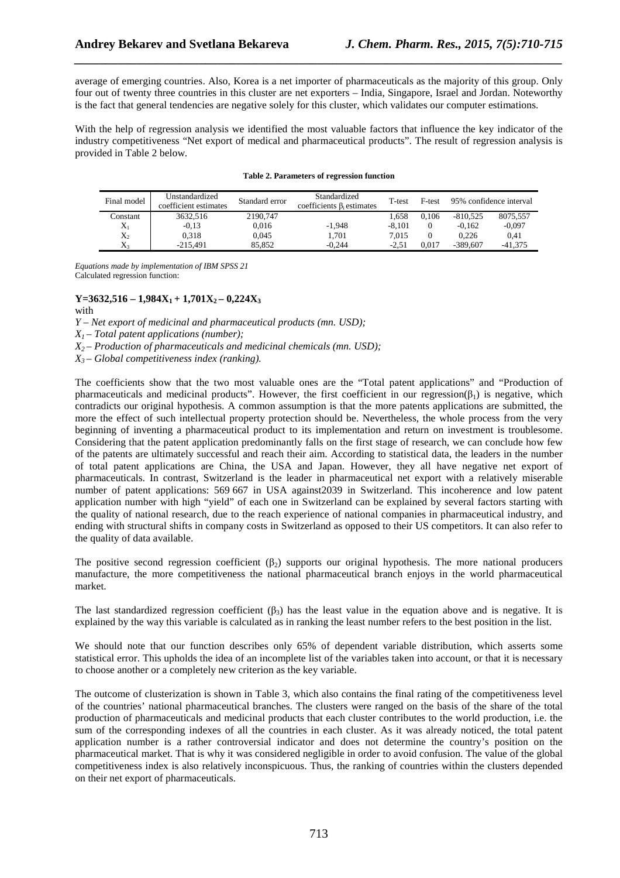average of emerging countries. Also, Korea is a net importer of pharmaceuticals as the majority of this group. Only four out of twenty three countries in this cluster are net exporters – India, Singapore, Israel and Jordan. Noteworthy is the fact that general tendencies are negative solely for this cluster, which validates our computer estimations.

With the help of regression analysis we identified the most valuable factors that influence the key indicator of the industry competitiveness "Net export of medical and pharmaceutical products". The result of regression analysis is provided in Table 2 below.

**Table 2. Parameters of regression function**

| Final model | Unstandardized coefficient estimates | Standard error | Standardized coefficients $\beta_i$ estimates | T-test | F-test | 95% confidence interval | |
|---|---|---|---|---|---|---|---|
| Constant | 3632,516 | 2190,747 | | 1,658 | 0,106 | -810,525 | 8075,557 |
| $X_1$ | -0,13 | 0,016 | -1,948 | -8,101 | 0 | -0,162 | -0,097 |
| $X_2$ | 0,318 | 0,045 | 1,701 | 7,015 | 0 | 0,226 | 0,41 |
| $X_3$ | -215,491 | 85,852 | -0,244 | -2,51 | 0,017 | -389,607 | -41,375 |

*Equations made by implementation of IBM SPSS 21*
Calculated regression function:

$$Y=3632{,}516 - 1{,}984X_1 + 1{,}701X_2 - 0{,}224X_3$$

with

*Y – Net export of medicinal and pharmaceutical products (mn. USD);*

*$X_1$ – Total patent applications (number);*

*$X_2$ – Production of pharmaceuticals and medicinal chemicals (mn. USD);*

*$X_3$ – Global competitiveness index (ranking).*

The coefficients show that the two most valuable ones are the "Total patent applications" and "Production of pharmaceuticals and medicinal products". However, the first coefficient in our regression($\beta_1$) is negative, which contradicts our original hypothesis. A common assumption is that the more patents applications are submitted, the more the effect of such intellectual property protection should be. Nevertheless, the whole process from the very beginning of inventing a pharmaceutical product to its implementation and return on investment is troublesome. Considering that the patent application predominantly falls on the first stage of research, we can conclude how few of the patents are ultimately successful and reach their aim. According to statistical data, the leaders in the number of total patent applications are China, the USA and Japan. However, they all have negative net export of pharmaceuticals. In contrast, Switzerland is the leader in pharmaceutical net export with a relatively miserable number of patent applications: 569 667 in USA against2039 in Switzerland. This incoherence and low patent application number with high "yield" of each one in Switzerland can be explained by several factors starting with the quality of national research, due to the reach experience of national companies in pharmaceutical industry, and ending with structural shifts in company costs in Switzerland as opposed to their US competitors. It can also refer to the quality of data available.

The positive second regression coefficient ($\beta_2$) supports our original hypothesis. The more national producers manufacture, the more competitiveness the national pharmaceutical branch enjoys in the world pharmaceutical market.

The last standardized regression coefficient ($\beta_3$) has the least value in the equation above and is negative. It is explained by the way this variable is calculated as in ranking the least number refers to the best position in the list.

We should note that our function describes only 65% of dependent variable distribution, which asserts some statistical error. This upholds the idea of an incomplete list of the variables taken into account, or that it is necessary to choose another or a completely new criterion as the key variable.

The outcome of clusterization is shown in Table 3, which also contains the final rating of the competitiveness level of the countries' national pharmaceutical branches. The clusters were ranged on the basis of the share of the total production of pharmaceuticals and medicinal products that each cluster contributes to the world production, i.e. the sum of the corresponding indexes of all the countries in each cluster. As it was already noticed, the total patent application number is a rather controversial indicator and does not determine the country's position on the pharmaceutical market. That is why it was considered negligible in order to avoid confusion. The value of the global competitiveness index is also relatively inconspicuous. Thus, the ranking of countries within the clusters depended on their net export of pharmaceuticals.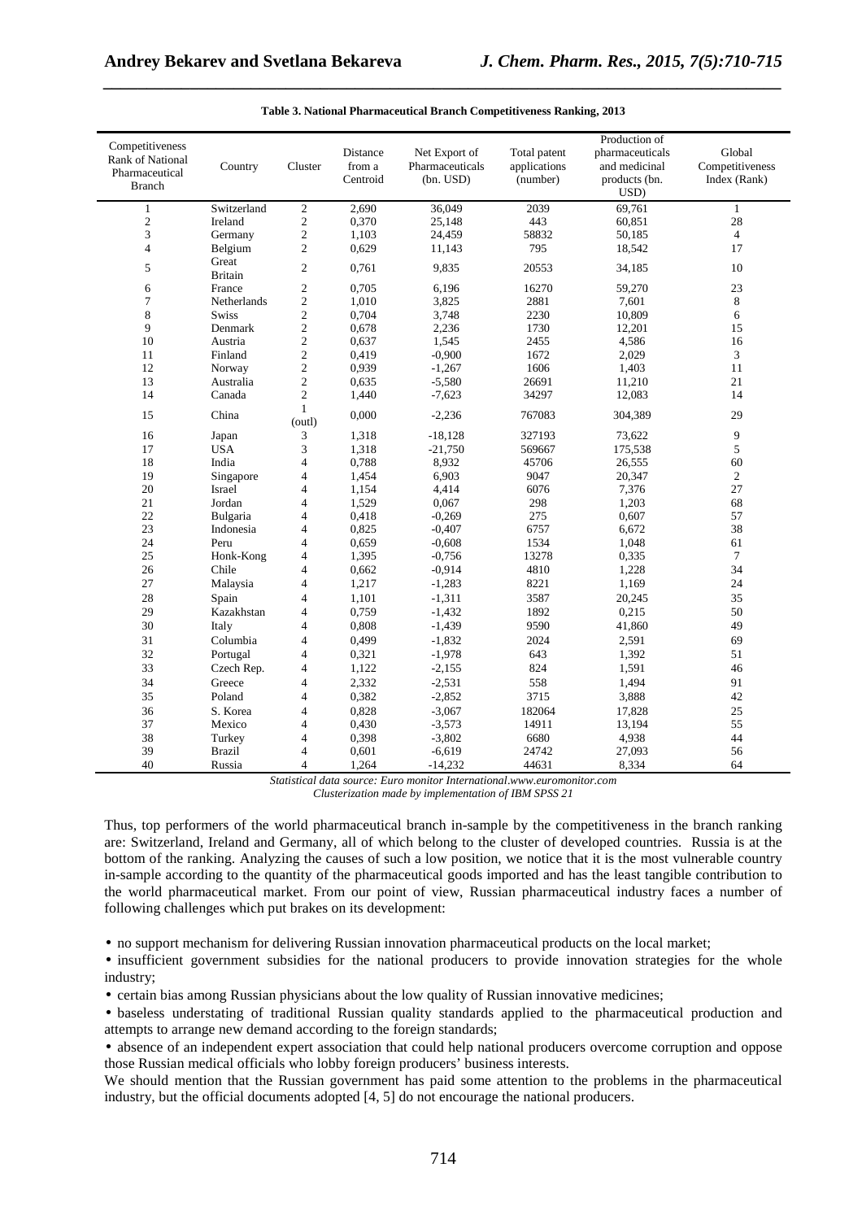**Table 3. National Pharmaceutical Branch Competitiveness Ranking, 2013**

| Competitiveness Rank of National Pharmaceutical Branch | Country | Cluster | Distance from a Centroid | Net Export of Pharmaceuticals (bn. USD) | Total patent applications (number) | Production of pharmaceuticals and medicinal products (bn. USD) | Global Competitiveness Index (Rank) |
|---|---|---|---|---|---|---|---|
| 1 | Switzerland | 2 | 2,690 | 36,049 | 2039 | 69,761 | 1 |
| 2 | Ireland | 2 | 0,370 | 25,148 | 443 | 60,851 | 28 |
| 3 | Germany | 2 | 1,103 | 24,459 | 58832 | 50,185 | 4 |
| 4 | Belgium | 2 | 0,629 | 11,143 | 795 | 18,542 | 17 |
| 5 | Great Britain | 2 | 0,761 | 9,835 | 20553 | 34,185 | 10 |
| 6 | France | 2 | 0,705 | 6,196 | 16270 | 59,270 | 23 |
| 7 | Netherlands | 2 | 1,010 | 3,825 | 2881 | 7,601 | 8 |
| 8 | Swiss | 2 | 0,704 | 3,748 | 2230 | 10,809 | 6 |
| 9 | Denmark | 2 | 0,678 | 2,236 | 1730 | 12,201 | 15 |
| 10 | Austria | 2 | 0,637 | 1,545 | 2455 | 4,586 | 16 |
| 11 | Finland | 2 | 0,419 | -0,900 | 1672 | 2,029 | 3 |
| 12 | Norway | 2 | 0,939 | -1,267 | 1606 | 1,403 | 11 |
| 13 | Australia | 2 | 0,635 | -5,580 | 26691 | 11,210 | 21 |
| 14 | Canada | 2 | 1,440 | -7,623 | 34297 | 12,083 | 14 |
| 15 | China | 1 (outl) | 0,000 | -2,236 | 767083 | 304,389 | 29 |
| 16 | Japan | 3 | 1,318 | -18,128 | 327193 | 73,622 | 9 |
| 17 | USA | 3 | 1,318 | -21,750 | 569667 | 175,538 | 5 |
| 18 | India | 4 | 0,788 | 8,932 | 45706 | 26,555 | 60 |
| 19 | Singapore | 4 | 1,454 | 6,903 | 9047 | 20,347 | 2 |
| 20 | Israel | 4 | 1,154 | 4,414 | 6076 | 7,376 | 27 |
| 21 | Jordan | 4 | 1,529 | 0,067 | 298 | 1,203 | 68 |
| 22 | Bulgaria | 4 | 0,418 | -0,269 | 275 | 0,607 | 57 |
| 23 | Indonesia | 4 | 0,825 | -0,407 | 6757 | 6,672 | 38 |
| 24 | Peru | 4 | 0,659 | -0,608 | 1534 | 1,048 | 61 |
| 25 | Honk-Kong | 4 | 1,395 | -0,756 | 13278 | 0,335 | 7 |
| 26 | Chile | 4 | 0,662 | -0,914 | 4810 | 1,228 | 34 |
| 27 | Malaysia | 4 | 1,217 | -1,283 | 8221 | 1,169 | 24 |
| 28 | Spain | 4 | 1,101 | -1,311 | 3587 | 20,245 | 35 |
| 29 | Kazakhstan | 4 | 0,759 | -1,432 | 1892 | 0,215 | 50 |
| 30 | Italy | 4 | 0,808 | -1,439 | 9590 | 41,860 | 49 |
| 31 | Columbia | 4 | 0,499 | -1,832 | 2024 | 2,591 | 69 |
| 32 | Portugal | 4 | 0,321 | -1,978 | 643 | 1,392 | 51 |
| 33 | Czech Rep. | 4 | 1,122 | -2,155 | 824 | 1,591 | 46 |
| 34 | Greece | 4 | 2,332 | -2,531 | 558 | 1,494 | 91 |
| 35 | Poland | 4 | 0,382 | -2,852 | 3715 | 3,888 | 42 |
| 36 | S. Korea | 4 | 0,828 | -3,067 | 182064 | 17,828 | 25 |
| 37 | Mexico | 4 | 0,430 | -3,573 | 14911 | 13,194 | 55 |
| 38 | Turkey | 4 | 0,398 | -3,802 | 6680 | 4,938 | 44 |
| 39 | Brazil | 4 | 0,601 | -6,619 | 24742 | 27,093 | 56 |
| 40 | Russia | 4 | 1,264 | -14,232 | 44631 | 8,334 | 64 |

*Statistical data source: Euro monitor International.www.euromonitor.com*
*Clusterization made by implementation of IBM SPSS 21*

Thus, top performers of the world pharmaceutical branch in-sample by the competitiveness in the branch ranking are: Switzerland, Ireland and Germany, all of which belong to the cluster of developed countries. Russia is at the bottom of the ranking. Analyzing the causes of such a low position, we notice that it is the most vulnerable country in-sample according to the quantity of the pharmaceutical goods imported and has the least tangible contribution to the world pharmaceutical market. From our point of view, Russian pharmaceutical industry faces a number of following challenges which put brakes on its development:

- no support mechanism for delivering Russian innovation pharmaceutical products on the local market;
- insufficient government subsidies for the national producers to provide innovation strategies for the whole industry;
- certain bias among Russian physicians about the low quality of Russian innovative medicines;
- baseless understating of traditional Russian quality standards applied to the pharmaceutical production and attempts to arrange new demand according to the foreign standards;
- absence of an independent expert association that could help national producers overcome corruption and oppose those Russian medical officials who lobby foreign producers' business interests.

We should mention that the Russian government has paid some attention to the problems in the pharmaceutical industry, but the official documents adopted [4, 5] do not encourage the national producers.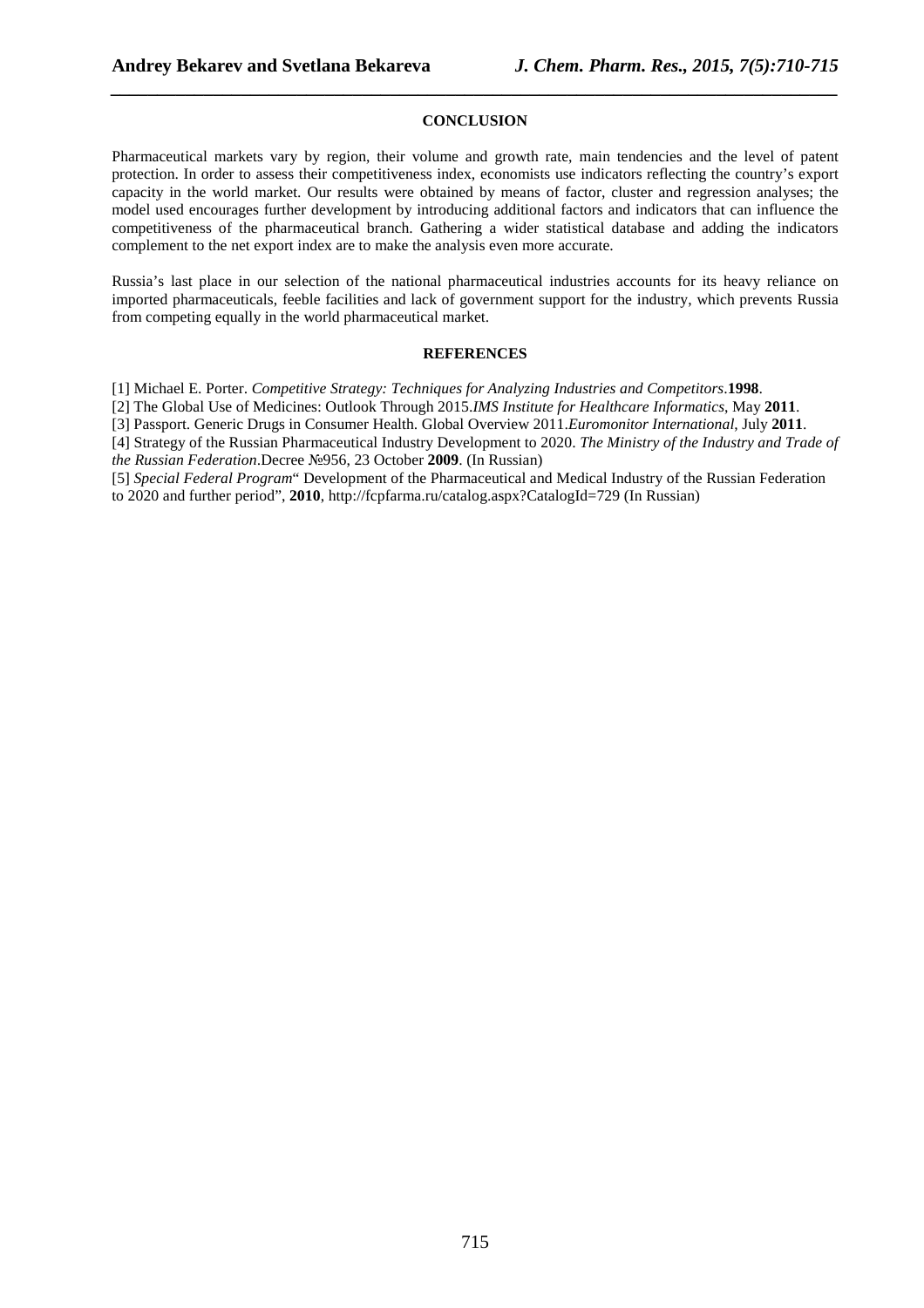## CONCLUSION

Pharmaceutical markets vary by region, their volume and growth rate, main tendencies and the level of patent protection. In order to assess their competitiveness index, economists use indicators reflecting the country's export capacity in the world market. Our results were obtained by means of factor, cluster and regression analyses; the model used encourages further development by introducing additional factors and indicators that can influence the competitiveness of the pharmaceutical branch. Gathering a wider statistical database and adding the indicators complement to the net export index are to make the analysis even more accurate.

Russia's last place in our selection of the national pharmaceutical industries accounts for its heavy reliance on imported pharmaceuticals, feeble facilities and lack of government support for the industry, which prevents Russia from competing equally in the world pharmaceutical market.

## REFERENCES

[1] Michael E. Porter. *Competitive Strategy: Techniques for Analyzing Industries and Competitors*.**1998**.

[2] The Global Use of Medicines: Outlook Through 2015.*IMS Institute for Healthcare Informatics*, May **2011**.

[3] Passport. Generic Drugs in Consumer Health. Global Overview 2011.*Euromonitor International*, July **2011**.

[4] Strategy of the Russian Pharmaceutical Industry Development to 2020. *The Ministry of the Industry and Trade of the Russian Federation*.Decree №956, 23 October **2009**. (In Russian)

[5] *Special Federal Program*" Development of the Pharmaceutical and Medical Industry of the Russian Federation to 2020 and further period", **2010**, http://fcpfarma.ru/catalog.aspx?CatalogId=729 (In Russian)